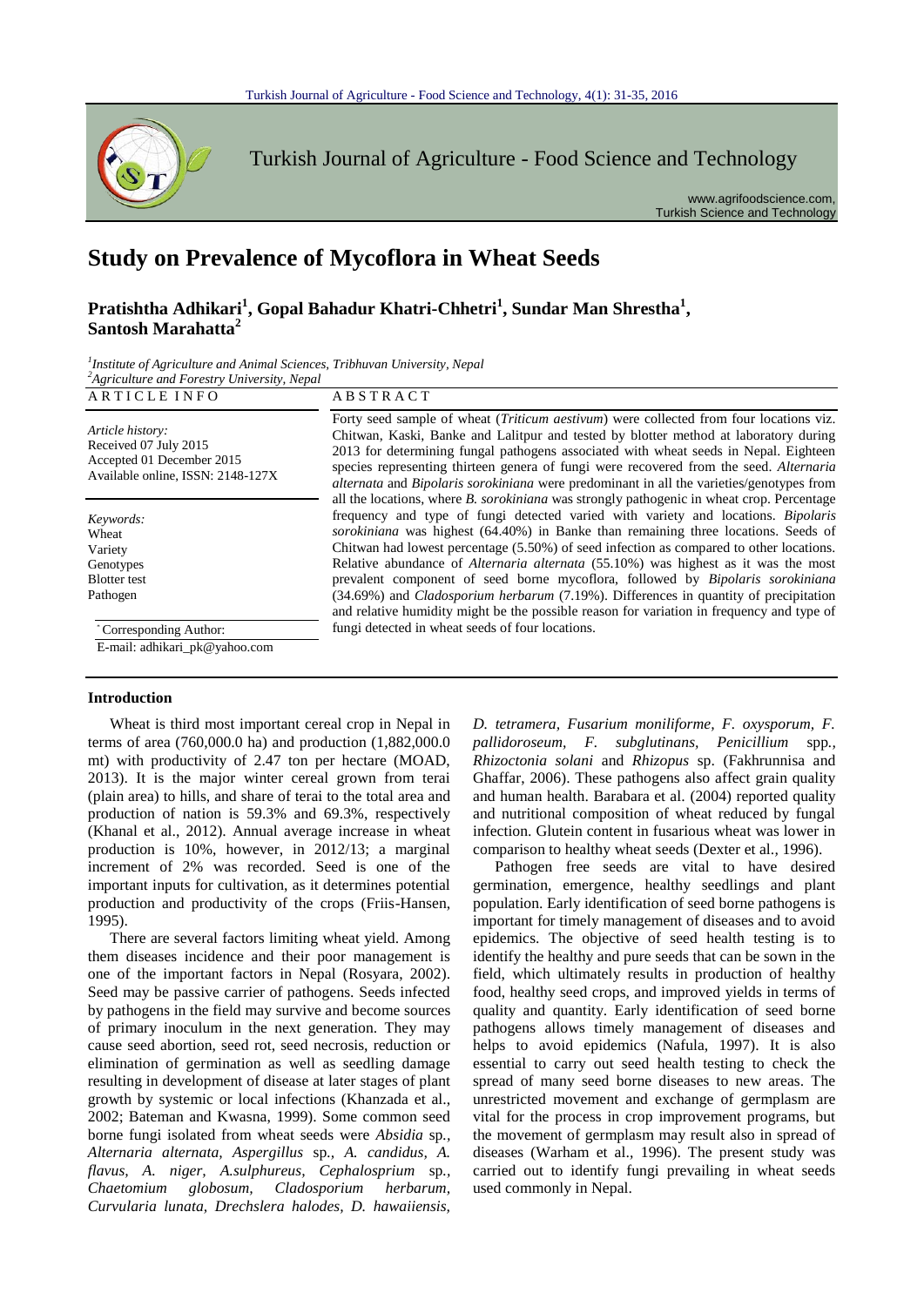# Study on Prevalence of Mycoflora in Wheat Seeds

**Pratishtha Adhikari[1], Gopal Bahadur Khatri-Chhetri[1], Sundar Man Shrestha[1], Santosh Marahatta[2]**

[1]*Institute of Agriculture and Animal Sciences, Tribhuvan University, Nepal*
[2]*Agriculture and Forestry University, Nepal*

**ARTICLE INFO**

*Article history:*
Received 07 July 2015
Accepted 01 December 2015
Available online, ISSN: 2148-127X

*Keywords:*
Wheat
Variety
Genotypes
Blotter test
Pathogen

*Corresponding Author:
E-mail: adhikari_pk@yahoo.com

**ABSTRACT**

Forty seed sample of wheat (*Triticum aestivum*) were collected from four locations viz. Chitwan, Kaski, Banke and Lalitpur and tested by blotter method at laboratory during 2013 for determining fungal pathogens associated with wheat seeds in Nepal. Eighteen species representing thirteen genera of fungi were recovered from the seed. *Alternaria alternata* and *Bipolaris sorokiniana* were predominant in all the varieties/genotypes from all the locations, where *B. sorokiniana* was strongly pathogenic in wheat crop. Percentage frequency and type of fungi detected varied with variety and locations. *Bipolaris sorokiniana* was highest (64.40%) in Banke than remaining three locations. Seeds of Chitwan had lowest percentage (5.50%) of seed infection as compared to other locations. Relative abundance of *Alternaria alternata* (55.10%) was highest as it was the most prevalent component of seed borne mycoflora, followed by *Bipolaris sorokiniana* (34.69%) and *Cladosporium herbarum* (7.19%). Differences in quantity of precipitation and relative humidity might be the possible reason for variation in frequency and type of fungi detected in wheat seeds of four locations.

## Introduction

Wheat is third most important cereal crop in Nepal in terms of area (760,000.0 ha) and production (1,882,000.0 mt) with productivity of 2.47 ton per hectare (MOAD, 2013). It is the major winter cereal grown from terai (plain area) to hills, and share of terai to the total area and production of nation is 59.3% and 69.3%, respectively (Khanal et al., 2012). Annual average increase in wheat production is 10%, however, in 2012/13; a marginal increment of 2% was recorded. Seed is one of the important inputs for cultivation, as it determines potential production and productivity of the crops (Friis-Hansen, 1995).

There are several factors limiting wheat yield. Among them diseases incidence and their poor management is one of the important factors in Nepal (Rosyara, 2002). Seed may be passive carrier of pathogens. Seeds infected by pathogens in the field may survive and become sources of primary inoculum in the next generation. They may cause seed abortion, seed rot, seed necrosis, reduction or elimination of germination as well as seedling damage resulting in development of disease at later stages of plant growth by systemic or local infections (Khanzada et al., 2002; Bateman and Kwasna, 1999). Some common seed borne fungi isolated from wheat seeds were *Absidia* sp., *Alternaria alternata*, *Aspergillus* sp., *A. candidus*, *A. flavus*, *A. niger*, *A.sulphureus*, *Cephalosprium* sp., *Chaetomium globosum*, *Cladosporium herbarum*, *Curvularia lunata*, *Drechslera halodes*, *D. hawaiiensis*, *D. tetramera*, *Fusarium moniliforme*, *F. oxysporum*, *F. pallidoroseum*, *F. subglutinans*, *Penicillium* spp., *Rhizoctonia solani* and *Rhizopus* sp. (Fakhrunnisa and Ghaffar, 2006). These pathogens also affect grain quality and human health. Barabara et al. (2004) reported quality and nutritional composition of wheat reduced by fungal infection. Glutein content in fusarious wheat was lower in comparison to healthy wheat seeds (Dexter et al., 1996).

Pathogen free seeds are vital to have desired germination, emergence, healthy seedlings and plant population. Early identification of seed borne pathogens is important for timely management of diseases and to avoid epidemics. The objective of seed health testing is to identify the healthy and pure seeds that can be sown in the field, which ultimately results in production of healthy food, healthy seed crops, and improved yields in terms of quality and quantity. Early identification of seed borne pathogens allows timely management of diseases and helps to avoid epidemics (Nafula, 1997). It is also essential to carry out seed health testing to check the spread of many seed borne diseases to new areas. The unrestricted movement and exchange of germplasm are vital for the process in crop improvement programs, but the movement of germplasm may result also in spread of diseases (Warham et al., 1996). The present study was carried out to identify fungi prevailing in wheat seeds used commonly in Nepal.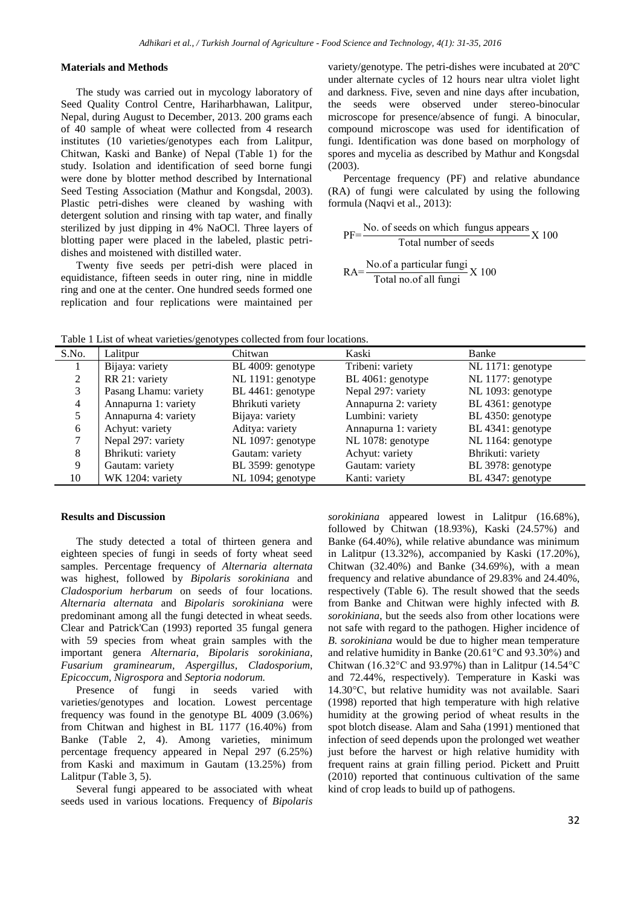### Materials and Methods

The study was carried out in mycology laboratory of Seed Quality Control Centre, Hariharbhawan, Lalitpur, Nepal, during August to December, 2013. 200 grams each of 40 sample of wheat were collected from 4 research institutes (10 varieties/genotypes each from Lalitpur, Chitwan, Kaski and Banke) of Nepal (Table 1) for the study. Isolation and identification of seed borne fungi were done by blotter method described by International Seed Testing Association (Mathur and Kongsdal, 2003). Plastic petri-dishes were cleaned by washing with detergent solution and rinsing with tap water, and finally sterilized by just dipping in 4% NaOCl. Three layers of blotting paper were placed in the labeled, plastic petri-dishes and moistened with distilled water.

Twenty five seeds per petri-dish were placed in equidistance, fifteen seeds in outer ring, nine in middle ring and one at the center. One hundred seeds formed one replication and four replications were maintained per variety/genotype. The petri-dishes were incubated at 20ºC under alternate cycles of 12 hours near ultra violet light and darkness. Five, seven and nine days after incubation, the seeds were observed under stereo-binocular microscope for presence/absence of fungi. A binocular, compound microscope was used for identification of fungi. Identification was done based on morphology of spores and mycelia as described by Mathur and Kongsdal (2003).

Percentage frequency (PF) and relative abundance (RA) of fungi were calculated by using the following formula (Naqvi et al., 2013):

$$PF = \frac{\text{No. of seeds on which fungus appears}}{\text{Total number of seeds}} \times 100$$

$$RA = \frac{\text{No.of a particular fungi}}{\text{Total no.of all fungi}} \times 100$$

Table 1 List of wheat varieties/genotypes collected from four locations.

| S.No. | Lalitpur | Chitwan | Kaski | Banke |
|---|---|---|---|---|
| 1 | Bijaya: variety | BL 4009: genotype | Tribeni: variety | NL 1171: genotype |
| 2 | RR 21: variety | NL 1191: genotype | BL 4061: genotype | NL 1177: genotype |
| 3 | Pasang Lhamu: variety | BL 4461: genotype | Nepal 297: variety | NL 1093: genotype |
| 4 | Annapurna 1: variety | Bhrikuti variety | Annapurna 2: variety | BL 4361: genotype |
| 5 | Annapurna 4: variety | Bijaya: variety | Lumbini: variety | BL 4350: genotype |
| 6 | Achyut: variety | Aditya: variety | Annapurna 1: variety | BL 4341: genotype |
| 7 | Nepal 297: variety | NL 1097: genotype | NL 1078: genotype | NL 1164: genotype |
| 8 | Bhrikuti: variety | Gautam: variety | Achyut: variety | Bhrikuti: variety |
| 9 | Gautam: variety | BL 3599: genotype | Gautam: variety | BL 3978: genotype |
| 10 | WK 1204: variety | NL 1094; genotype | Kanti: variety | BL 4347: genotype |

### Results and Discussion

The study detected a total of thirteen genera and eighteen species of fungi in seeds of forty wheat seed samples. Percentage frequency of *Alternaria alternata* was highest, followed by *Bipolaris sorokiniana* and *Cladosporium herbarum* on seeds of four locations. *Alternaria alternata* and *Bipolaris sorokiniana* were predominant among all the fungi detected in wheat seeds. Clear and Patrick'Can (1993) reported 35 fungal genera with 59 species from wheat grain samples with the important genera *Alternaria*, *Bipolaris sorokiniana*, *Fusarium graminearum*, *Aspergillus*, *Cladosporium*, *Epicoccum*, *Nigrospora* and *Septoria nodorum.*

Presence of fungi in seeds varied with varieties/genotypes and location. Lowest percentage frequency was found in the genotype BL 4009 (3.06%) from Chitwan and highest in BL 1177 (16.40%) from Banke (Table 2, 4). Among varieties, minimum percentage frequency appeared in Nepal 297 (6.25%) from Kaski and maximum in Gautam (13.25%) from Lalitpur (Table 3, 5).

Several fungi appeared to be associated with wheat seeds used in various locations. Frequency of *Bipolaris sorokiniana* appeared lowest in Lalitpur (16.68%), followed by Chitwan (18.93%), Kaski (24.57%) and Banke (64.40%), while relative abundance was minimum in Lalitpur (13.32%), accompanied by Kaski (17.20%), Chitwan (32.40%) and Banke (34.69%), with a mean frequency and relative abundance of 29.83% and 24.40%, respectively (Table 6). The result showed that the seeds from Banke and Chitwan were highly infected with *B. sorokiniana*, but the seeds also from other locations were not safe with regard to the pathogen. Higher incidence of *B. sorokiniana* would be due to higher mean temperature and relative humidity in Banke (20.61°C and 93.30%) and Chitwan (16.32°C and 93.97%) than in Lalitpur (14.54°C and 72.44%, respectively). Temperature in Kaski was 14.30°C, but relative humidity was not available. Saari (1998) reported that high temperature with high relative humidity at the growing period of wheat results in the spot blotch disease. Alam and Saha (1991) mentioned that infection of seed depends upon the prolonged wet weather just before the harvest or high relative humidity with frequent rains at grain filling period. Pickett and Pruitt (2010) reported that continuous cultivation of the same kind of crop leads to build up of pathogens.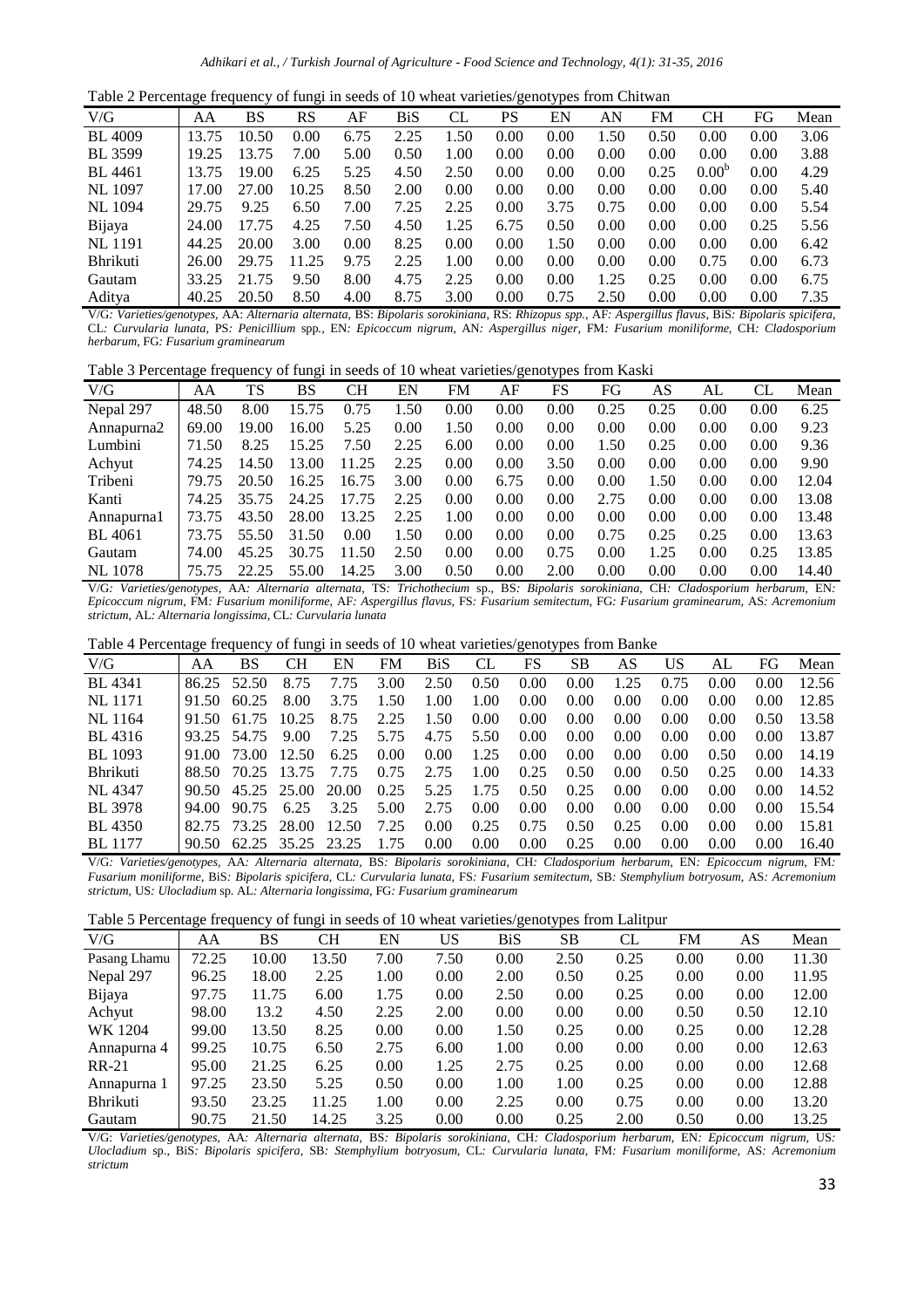Table 2 Percentage frequency of fungi in seeds of 10 wheat varieties/genotypes from Chitwan

| V/G | AA | BS | RS | AF | BiS | CL | PS | EN | AN | FM | CH | FG | Mean |
|---|---|---|---|---|---|---|---|---|---|---|---|---|---|
| BL 4009 | 13.75 | 10.50 | 0.00 | 6.75 | 2.25 | 1.50 | 0.00 | 0.00 | 1.50 | 0.50 | 0.00 | 0.00 | 3.06 |
| BL 3599 | 19.25 | 13.75 | 7.00 | 5.00 | 0.50 | 1.00 | 0.00 | 0.00 | 0.00 | 0.00 | 0.00 | 0.00 | 3.88 |
| BL 4461 | 13.75 | 19.00 | 6.25 | 5.25 | 4.50 | 2.50 | 0.00 | 0.00 | 0.00 | 0.25 | $0.00^b$ | 0.00 | 4.29 |
| NL 1097 | 17.00 | 27.00 | 10.25 | 8.50 | 2.00 | 0.00 | 0.00 | 0.00 | 0.00 | 0.00 | 0.00 | 0.00 | 5.40 |
| NL 1094 | 29.75 | 9.25 | 6.50 | 7.00 | 7.25 | 2.25 | 0.00 | 3.75 | 0.75 | 0.00 | 0.00 | 0.00 | 5.54 |
| Bijaya | 24.00 | 17.75 | 4.25 | 7.50 | 4.50 | 1.25 | 6.75 | 0.50 | 0.00 | 0.00 | 0.00 | 0.25 | 5.56 |
| NL 1191 | 44.25 | 20.00 | 3.00 | 0.00 | 8.25 | 0.00 | 0.00 | 1.50 | 0.00 | 0.00 | 0.00 | 0.00 | 6.42 |
| Bhrikuti | 26.00 | 29.75 | 11.25 | 9.75 | 2.25 | 1.00 | 0.00 | 0.00 | 0.00 | 0.00 | 0.75 | 0.00 | 6.73 |
| Gautam | 33.25 | 21.75 | 9.50 | 8.00 | 4.75 | 2.25 | 0.00 | 0.00 | 1.25 | 0.25 | 0.00 | 0.00 | 6.75 |
| Aditya | 40.25 | 20.50 | 8.50 | 4.00 | 8.75 | 3.00 | 0.00 | 0.75 | 2.50 | 0.00 | 0.00 | 0.00 | 7.35 |

V/G: *Varieties/genotypes*, AA: *Alternaria alternata*, BS: *Bipolaris sorokiniana*, RS: *Rhizopus spp.*, AF: *Aspergillus flavus*, BiS: *Bipolaris spicifera*, CL: *Curvularia lunata*, PS: *Penicillium* spp., EN: *Epicoccum nigrum*, AN: *Aspergillus niger*, FM: *Fusarium moniliforme*, CH: *Cladosporium herbarum*, FG: *Fusarium graminearum*

Table 3 Percentage frequency of fungi in seeds of 10 wheat varieties/genotypes from Kaski

| V/G | AA | TS | BS | CH | EN | FM | AF | FS | FG | AS | AL | CL | Mean |
|---|---|---|---|---|---|---|---|---|---|---|---|---|---|
| Nepal 297 | 48.50 | 8.00 | 15.75 | 0.75 | 1.50 | 0.00 | 0.00 | 0.00 | 0.25 | 0.25 | 0.00 | 0.00 | 6.25 |
| Annapurna2 | 69.00 | 19.00 | 16.00 | 5.25 | 0.00 | 1.50 | 0.00 | 0.00 | 0.00 | 0.00 | 0.00 | 0.00 | 9.23 |
| Lumbini | 71.50 | 8.25 | 15.25 | 7.50 | 2.25 | 6.00 | 0.00 | 0.00 | 1.50 | 0.25 | 0.00 | 0.00 | 9.36 |
| Achyut | 74.25 | 14.50 | 13.00 | 11.25 | 2.25 | 0.00 | 0.00 | 3.50 | 0.00 | 0.00 | 0.00 | 0.00 | 9.90 |
| Tribeni | 79.75 | 20.50 | 16.25 | 16.75 | 3.00 | 0.00 | 6.75 | 0.00 | 0.00 | 1.50 | 0.00 | 0.00 | 12.04 |
| Kanti | 74.25 | 35.75 | 24.25 | 17.75 | 2.25 | 0.00 | 0.00 | 0.00 | 2.75 | 0.00 | 0.00 | 0.00 | 13.08 |
| Annapurna1 | 73.75 | 43.50 | 28.00 | 13.25 | 2.25 | 1.00 | 0.00 | 0.00 | 0.00 | 0.00 | 0.00 | 0.00 | 13.48 |
| BL 4061 | 73.75 | 55.50 | 31.50 | 0.00 | 1.50 | 0.00 | 0.00 | 0.00 | 0.75 | 0.25 | 0.25 | 0.00 | 13.63 |
| Gautam | 74.00 | 45.25 | 30.75 | 11.50 | 2.50 | 0.00 | 0.00 | 0.75 | 0.00 | 1.25 | 0.00 | 0.25 | 13.85 |
| NL 1078 | 75.75 | 22.25 | 55.00 | 14.25 | 3.00 | 0.50 | 0.00 | 2.00 | 0.00 | 0.00 | 0.00 | 0.00 | 14.40 |

V/G: *Varieties/genotypes*, AA: *Alternaria alternata*, TS: *Trichothecium* sp., BS: *Bipolaris sorokiniana*, CH: *Cladosporium herbarum*, EN: *Epicoccum nigrum*, FM: *Fusarium moniliforme*, AF: *Aspergillus flavus*, FS: *Fusarium semitectum*, FG: *Fusarium graminearum*, AS: *Acremonium strictum*, AL: *Alternaria longissima*, CL: *Curvularia lunata*

Table 4 Percentage frequency of fungi in seeds of 10 wheat varieties/genotypes from Banke

| V/G | AA | BS | CH | EN | FM | BiS | CL | FS | SB | AS | US | AL | FG | Mean |
|---|---|---|---|---|---|---|---|---|---|---|---|---|---|---|
| BL 4341 | 86.25 | 52.50 | 8.75 | 7.75 | 3.00 | 2.50 | 0.50 | 0.00 | 0.00 | 1.25 | 0.75 | 0.00 | 0.00 | 12.56 |
| NL 1171 | 91.50 | 60.25 | 8.00 | 3.75 | 1.50 | 1.00 | 1.00 | 0.00 | 0.00 | 0.00 | 0.00 | 0.00 | 0.00 | 12.85 |
| NL 1164 | 91.50 | 61.75 | 10.25 | 8.75 | 2.25 | 1.50 | 0.00 | 0.00 | 0.00 | 0.00 | 0.00 | 0.00 | 0.50 | 13.58 |
| BL 4316 | 93.25 | 54.75 | 9.00 | 7.25 | 5.75 | 4.75 | 5.50 | 0.00 | 0.00 | 0.00 | 0.00 | 0.00 | 0.00 | 13.87 |
| BL 1093 | 91.00 | 73.00 | 12.50 | 6.25 | 0.00 | 0.00 | 1.25 | 0.00 | 0.00 | 0.00 | 0.00 | 0.50 | 0.00 | 14.19 |
| Bhrikuti | 88.50 | 70.25 | 13.75 | 7.75 | 0.75 | 2.75 | 1.00 | 0.25 | 0.50 | 0.00 | 0.50 | 0.25 | 0.00 | 14.33 |
| NL 4347 | 90.50 | 45.25 | 25.00 | 20.00 | 0.25 | 5.25 | 1.75 | 0.50 | 0.25 | 0.00 | 0.00 | 0.00 | 0.00 | 14.52 |
| BL 3978 | 94.00 | 90.75 | 6.25 | 3.25 | 5.00 | 2.75 | 0.00 | 0.00 | 0.00 | 0.00 | 0.00 | 0.00 | 0.00 | 15.54 |
| BL 4350 | 82.75 | 73.25 | 28.00 | 12.50 | 7.25 | 0.00 | 0.25 | 0.75 | 0.50 | 0.25 | 0.00 | 0.00 | 0.00 | 15.81 |
| BL 1177 | 90.50 | 62.25 | 35.25 | 23.25 | 1.75 | 0.00 | 0.00 | 0.00 | 0.25 | 0.00 | 0.00 | 0.00 | 0.00 | 16.40 |

V/G: *Varieties/genotypes*, AA: *Alternaria alternata*, BS: *Bipolaris sorokiniana*, CH: *Cladosporium herbarum*, EN: *Epicoccum nigrum*, FM: *Fusarium moniliforme*, BiS: *Bipolaris spicifera*, CL: *Curvularia lunata*, FS: *Fusarium semitectum*, SB: *Stemphylium botryosum*, AS: *Acremonium strictum*, US: *Ulocladium* sp. AL: *Alternaria longissima*, FG: *Fusarium graminearum*

Table 5 Percentage frequency of fungi in seeds of 10 wheat varieties/genotypes from Lalitpur

| V/G | AA | BS | CH | EN | US | BiS | SB | CL | FM | AS | Mean |
|---|---|---|---|---|---|---|---|---|---|---|---|
| Pasang Lhamu | 72.25 | 10.00 | 13.50 | 7.00 | 7.50 | 0.00 | 2.50 | 0.25 | 0.00 | 0.00 | 11.30 |
| Nepal 297 | 96.25 | 18.00 | 2.25 | 1.00 | 0.00 | 2.00 | 0.50 | 0.25 | 0.00 | 0.00 | 11.95 |
| Bijaya | 97.75 | 11.75 | 6.00 | 1.75 | 0.00 | 2.50 | 0.00 | 0.25 | 0.00 | 0.00 | 12.00 |
| Achyut | 98.00 | 13.2 | 4.50 | 2.25 | 2.00 | 0.00 | 0.00 | 0.00 | 0.50 | 0.50 | 12.10 |
| WK 1204 | 99.00 | 13.50 | 8.25 | 0.00 | 0.00 | 1.50 | 0.25 | 0.00 | 0.25 | 0.00 | 12.28 |
| Annapurna 4 | 99.25 | 10.75 | 6.50 | 2.75 | 6.00 | 1.00 | 0.00 | 0.00 | 0.00 | 0.00 | 12.63 |
| RR-21 | 95.00 | 21.25 | 6.25 | 0.00 | 1.25 | 2.75 | 0.25 | 0.00 | 0.00 | 0.00 | 12.68 |
| Annapurna 1 | 97.25 | 23.50 | 5.25 | 0.50 | 0.00 | 1.00 | 1.00 | 0.25 | 0.00 | 0.00 | 12.88 |
| Bhrikuti | 93.50 | 23.25 | 11.25 | 1.00 | 0.00 | 2.25 | 0.00 | 0.75 | 0.00 | 0.00 | 13.20 |
| Gautam | 90.75 | 21.50 | 14.25 | 3.25 | 0.00 | 0.00 | 0.25 | 2.00 | 0.50 | 0.00 | 13.25 |

V/G: *Varieties/genotypes*, AA: *Alternaria alternata*, BS: *Bipolaris sorokiniana*, CH: *Cladosporium herbarum*, EN: *Epicoccum nigrum*, US: *Ulocladium* sp., BiS: *Bipolaris spicifera*, SB: *Stemphylium botryosum*, CL: *Curvularia lunata*, FM: *Fusarium moniliforme*, AS: *Acremonium strictum*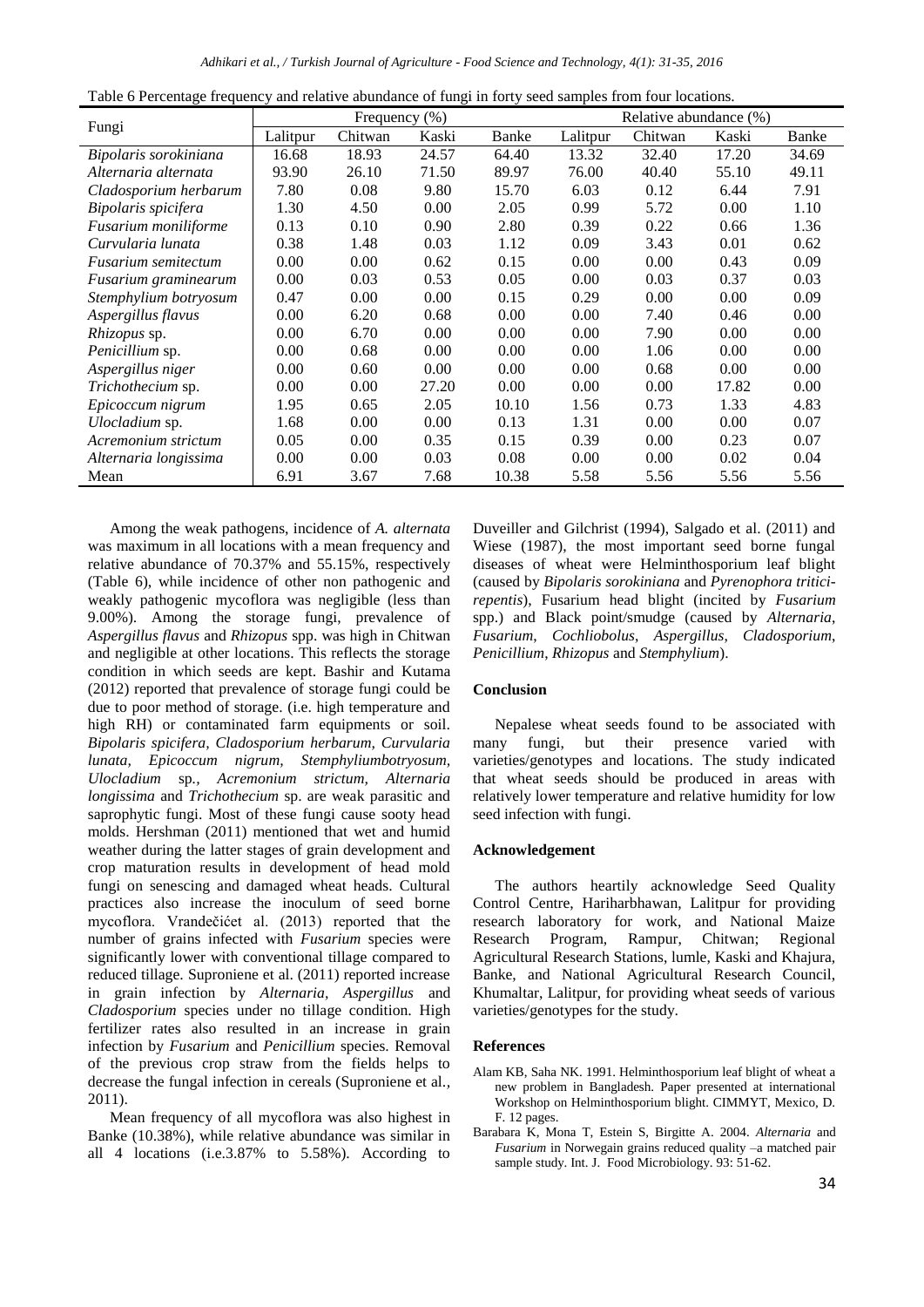Table 6 Percentage frequency and relative abundance of fungi in forty seed samples from four locations.

| Fungi | Frequency (%) | | | | Relative abundance (%) | | | |
|---|---|---|---|---|---|---|---|---|
| | Lalitpur | Chitwan | Kaski | Banke | Lalitpur | Chitwan | Kaski | Banke |
| *Bipolaris sorokiniana* | 16.68 | 18.93 | 24.57 | 64.40 | 13.32 | 32.40 | 17.20 | 34.69 |
| *Alternaria alternata* | 93.90 | 26.10 | 71.50 | 89.97 | 76.00 | 40.40 | 55.10 | 49.11 |
| *Cladosporium herbarum* | 7.80 | 0.08 | 9.80 | 15.70 | 6.03 | 0.12 | 6.44 | 7.91 |
| *Bipolaris spicifera* | 1.30 | 4.50 | 0.00 | 2.05 | 0.99 | 5.72 | 0.00 | 1.10 |
| *Fusarium moniliforme* | 0.13 | 0.10 | 0.90 | 2.80 | 0.39 | 0.22 | 0.66 | 1.36 |
| *Curvularia lunata* | 0.38 | 1.48 | 0.03 | 1.12 | 0.09 | 3.43 | 0.01 | 0.62 |
| *Fusarium semitectum* | 0.00 | 0.00 | 0.62 | 0.15 | 0.00 | 0.00 | 0.43 | 0.09 |
| *Fusarium graminearum* | 0.00 | 0.03 | 0.53 | 0.05 | 0.00 | 0.03 | 0.37 | 0.03 |
| *Stemphylium botryosum* | 0.47 | 0.00 | 0.00 | 0.15 | 0.29 | 0.00 | 0.00 | 0.09 |
| *Aspergillus flavus* | 0.00 | 6.20 | 0.68 | 0.00 | 0.00 | 7.40 | 0.46 | 0.00 |
| *Rhizopus* sp. | 0.00 | 6.70 | 0.00 | 0.00 | 0.00 | 7.90 | 0.00 | 0.00 |
| *Penicillium* sp. | 0.00 | 0.68 | 0.00 | 0.00 | 0.00 | 1.06 | 0.00 | 0.00 |
| *Aspergillus niger* | 0.00 | 0.60 | 0.00 | 0.00 | 0.00 | 0.68 | 0.00 | 0.00 |
| *Trichothecium* sp. | 0.00 | 0.00 | 27.20 | 0.00 | 0.00 | 0.00 | 17.82 | 0.00 |
| *Epicoccum nigrum* | 1.95 | 0.65 | 2.05 | 10.10 | 1.56 | 0.73 | 1.33 | 4.83 |
| *Ulocladium* sp. | 1.68 | 0.00 | 0.00 | 0.13 | 1.31 | 0.00 | 0.00 | 0.07 |
| *Acremonium strictum* | 0.05 | 0.00 | 0.35 | 0.15 | 0.39 | 0.00 | 0.23 | 0.07 |
| *Alternaria longissima* | 0.00 | 0.00 | 0.03 | 0.08 | 0.00 | 0.00 | 0.02 | 0.04 |
| Mean | 6.91 | 3.67 | 7.68 | 10.38 | 5.58 | 5.56 | 5.56 | 5.56 |

Among the weak pathogens, incidence of *A. alternata* was maximum in all locations with a mean frequency and relative abundance of 70.37% and 55.15%, respectively (Table 6), while incidence of other non pathogenic and weakly pathogenic mycoflora was negligible (less than 9.00%). Among the storage fungi, prevalence of *Aspergillus flavus* and *Rhizopus* spp. was high in Chitwan and negligible at other locations. This reflects the storage condition in which seeds are kept. Bashir and Kutama (2012) reported that prevalence of storage fungi could be due to poor method of storage. (i.e. high temperature and high RH) or contaminated farm equipments or soil. *Bipolaris spicifera, Cladosporium herbarum, Curvularia lunata, Epicoccum nigrum, Stemphyliumbotryosum, Ulocladium* sp*., Acremonium strictum, Alternaria longissima* and *Trichothecium* sp. are weak parasitic and saprophytic fungi. Most of these fungi cause sooty head molds. Hershman (2011) mentioned that wet and humid weather during the latter stages of grain development and crop maturation results in development of head mold fungi on senescing and damaged wheat heads. Cultural practices also increase the inoculum of seed borne mycoflora. Vrandečićet al. (2013) reported that the number of grains infected with *Fusarium* species were significantly lower with conventional tillage compared to reduced tillage. Suproniene et al. (2011) reported increase in grain infection by *Alternaria, Aspergillus* and *Cladosporium* species under no tillage condition. High fertilizer rates also resulted in an increase in grain infection by *Fusarium* and *Penicillium* species. Removal of the previous crop straw from the fields helps to decrease the fungal infection in cereals (Suproniene et al., 2011).

Mean frequency of all mycoflora was also highest in Banke (10.38%), while relative abundance was similar in all 4 locations (i.e.3.87% to 5.58%). According to Duveiller and Gilchrist (1994), Salgado et al. (2011) and Wiese (1987), the most important seed borne fungal diseases of wheat were Helminthosporium leaf blight (caused by *Bipolaris sorokiniana* and *Pyrenophora tritici-repentis*), Fusarium head blight (incited by *Fusarium* spp.) and Black point/smudge (caused by *Alternaria*, *Fusarium*, *Cochliobolus*, *Aspergillus*, *Cladosporium*, *Penicillium*, *Rhizopus* and *Stemphylium*).

## Conclusion

Nepalese wheat seeds found to be associated with many fungi, but their presence varied with varieties/genotypes and locations. The study indicated that wheat seeds should be produced in areas with relatively lower temperature and relative humidity for low seed infection with fungi.

## Acknowledgement

The authors heartily acknowledge Seed Quality Control Centre, Hariharbhawan, Lalitpur for providing research laboratory for work, and National Maize Research Program, Rampur, Chitwan; Regional Agricultural Research Stations, lumle, Kaski and Khajura, Banke, and National Agricultural Research Council, Khumaltar, Lalitpur, for providing wheat seeds of various varieties/genotypes for the study.

## References

Alam KB, Saha NK. 1991. Helminthosporium leaf blight of wheat a new problem in Bangladesh. Paper presented at international Workshop on Helminthosporium blight. CIMMYT, Mexico, D. F. 12 pages.

Barabara K, Mona T, Estein S, Birgitte A. 2004. *Alternaria* and *Fusarium* in Norwegain grains reduced quality –a matched pair sample study. Int. J. Food Microbiology. 93: 51-62.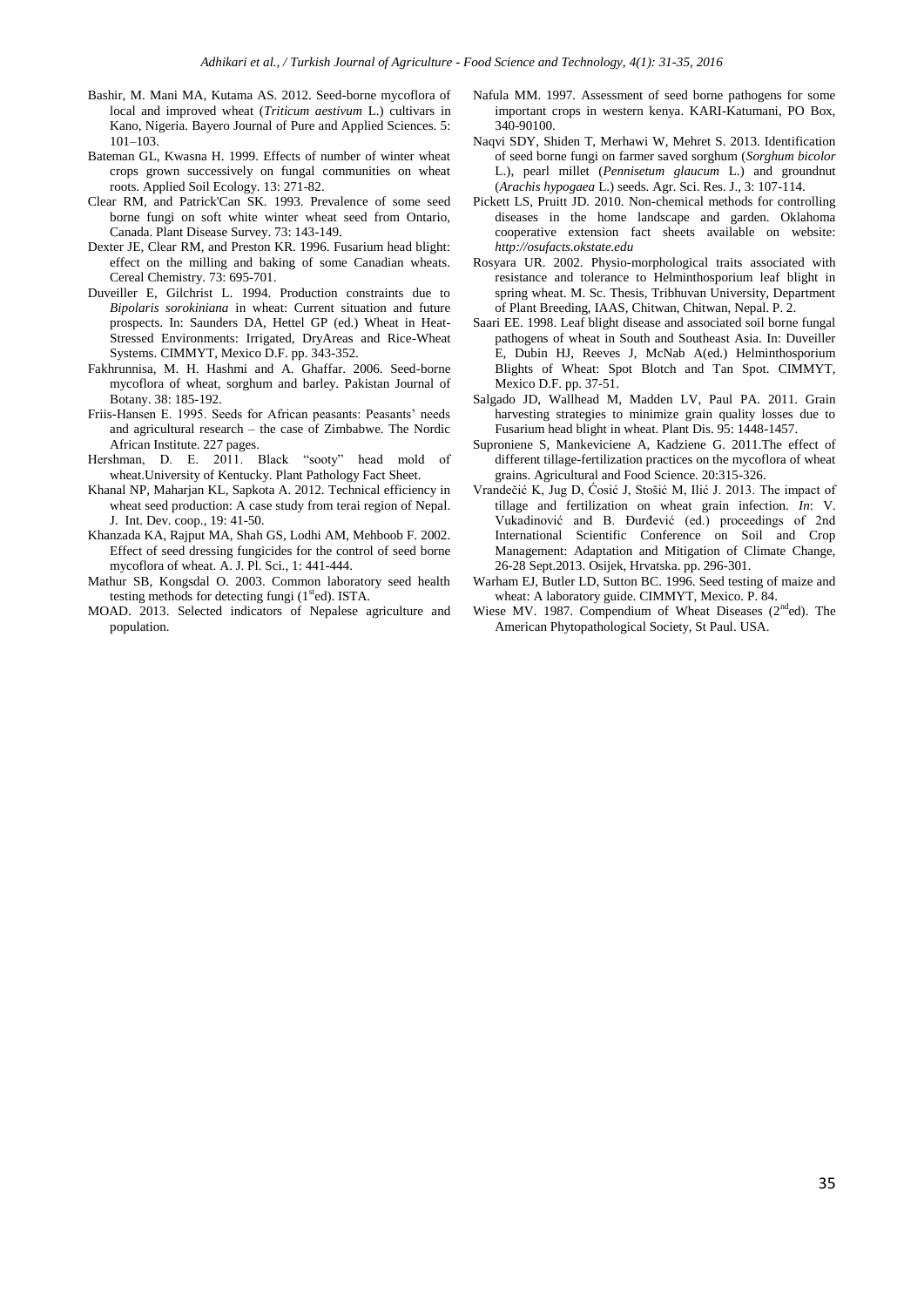Bashir, M. Mani MA, Kutama AS. 2012. Seed-borne mycoflora of local and improved wheat (*Triticum aestivum* L.) cultivars in Kano, Nigeria. Bayero Journal of Pure and Applied Sciences. 5: 101–103.

Bateman GL, Kwasna H. 1999. Effects of number of winter wheat crops grown successively on fungal communities on wheat roots. Applied Soil Ecology. 13: 271-82.

Clear RM, and Patrick'Can SK. 1993. Prevalence of some seed borne fungi on soft white winter wheat seed from Ontario, Canada. Plant Disease Survey. 73: 143-149.

Dexter JE, Clear RM, and Preston KR. 1996. Fusarium head blight: effect on the milling and baking of some Canadian wheats. Cereal Chemistry. 73: 695-701.

Duveiller E, Gilchrist L. 1994. Production constraints due to *Bipolaris sorokiniana* in wheat: Current situation and future prospects. In: Saunders DA, Hettel GP (ed.) Wheat in Heat-Stressed Environments: Irrigated, DryAreas and Rice-Wheat Systems. CIMMYT, Mexico D.F. pp. 343-352.

Fakhrunnisa, M. H. Hashmi and A. Ghaffar. 2006. Seed-borne mycoflora of wheat, sorghum and barley. Pakistan Journal of Botany. 38: 185-192.

Friis-Hansen E. 1995. Seeds for African peasants: Peasants' needs and agricultural research – the case of Zimbabwe. The Nordic African Institute. 227 pages.

Hershman, D. E. 2011. Black "sooty" head mold of wheat.University of Kentucky. Plant Pathology Fact Sheet.

Khanal NP, Maharjan KL, Sapkota A. 2012. Technical efficiency in wheat seed production: A case study from terai region of Nepal. J. Int. Dev. coop., 19: 41-50.

Khanzada KA, Rajput MA, Shah GS, Lodhi AM, Mehboob F. 2002. Effect of seed dressing fungicides for the control of seed borne mycoflora of wheat. A. J. Pl. Sci., 1: 441-444.

Mathur SB, Kongsdal O. 2003. Common laboratory seed health testing methods for detecting fungi (1[st]ed). ISTA.

MOAD. 2013. Selected indicators of Nepalese agriculture and population.

Nafula MM. 1997. Assessment of seed borne pathogens for some important crops in western kenya. KARI-Katumani, PO Box, 340-90100.

Naqvi SDY, Shiden T, Merhawi W, Mehret S. 2013. Identification of seed borne fungi on farmer saved sorghum (*Sorghum bicolor* L.), pearl millet (*Pennisetum glaucum* L.) and groundnut (*Arachis hypogaea* L.) seeds. Agr. Sci. Res. J., 3: 107-114.

Pickett LS, Pruitt JD. 2010. Non-chemical methods for controlling diseases in the home landscape and garden. Oklahoma cooperative extension fact sheets available on website: *http://osufacts.okstate.edu*

Rosyara UR. 2002. Physio-morphological traits associated with resistance and tolerance to Helminthosporium leaf blight in spring wheat. M. Sc. Thesis, Tribhuvan University, Department of Plant Breeding, IAAS, Chitwan, Chitwan, Nepal. P. 2.

Saari EE. 1998. Leaf blight disease and associated soil borne fungal pathogens of wheat in South and Southeast Asia. In: Duveiller E, Dubin HJ, Reeves J, McNab A(ed.) Helminthosporium Blights of Wheat: Spot Blotch and Tan Spot. CIMMYT, Mexico D.F. pp. 37-51.

Salgado JD, Wallhead M, Madden LV, Paul PA. 2011. Grain harvesting strategies to minimize grain quality losses due to Fusarium head blight in wheat. Plant Dis. 95: 1448-1457.

Suproniene S, Mankeviciene A, Kadziene G. 2011.The effect of different tillage-fertilization practices on the mycoflora of wheat grains. Agricultural and Food Science. 20:315-326.

Vrandečić K, Jug D, Ćosić J, Stošić M, Ilić J. 2013. The impact of tillage and fertilization on wheat grain infection. *In*: V. Vukadinović and B. Đurđević (ed.) proceedings of 2nd International Scientific Conference on Soil and Crop Management: Adaptation and Mitigation of Climate Change, 26-28 Sept.2013. Osijek, Hrvatska. pp. 296-301.

Warham EJ, Butler LD, Sutton BC. 1996. Seed testing of maize and wheat: A laboratory guide. CIMMYT, Mexico. P. 84.

Wiese MV. 1987. Compendium of Wheat Diseases (2[nd]ed). The American Phytopathological Society, St Paul. USA.